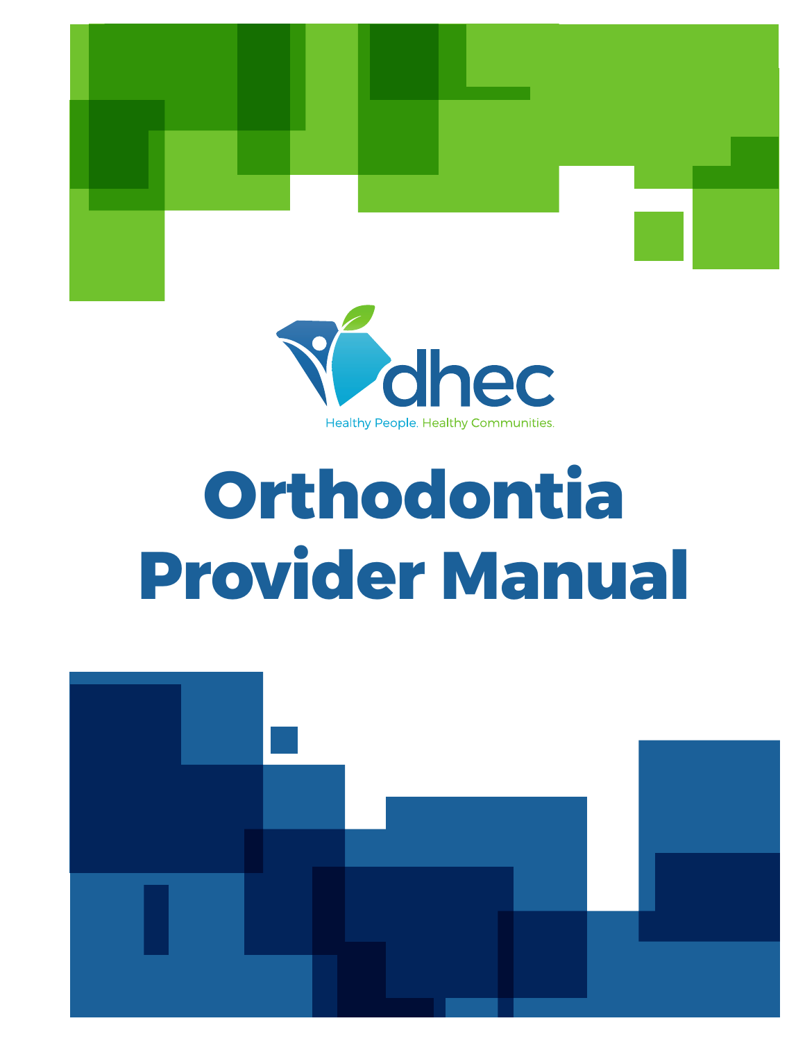dhec

Healthy People. Healthy Communities.

# Orthodontia Provider Manual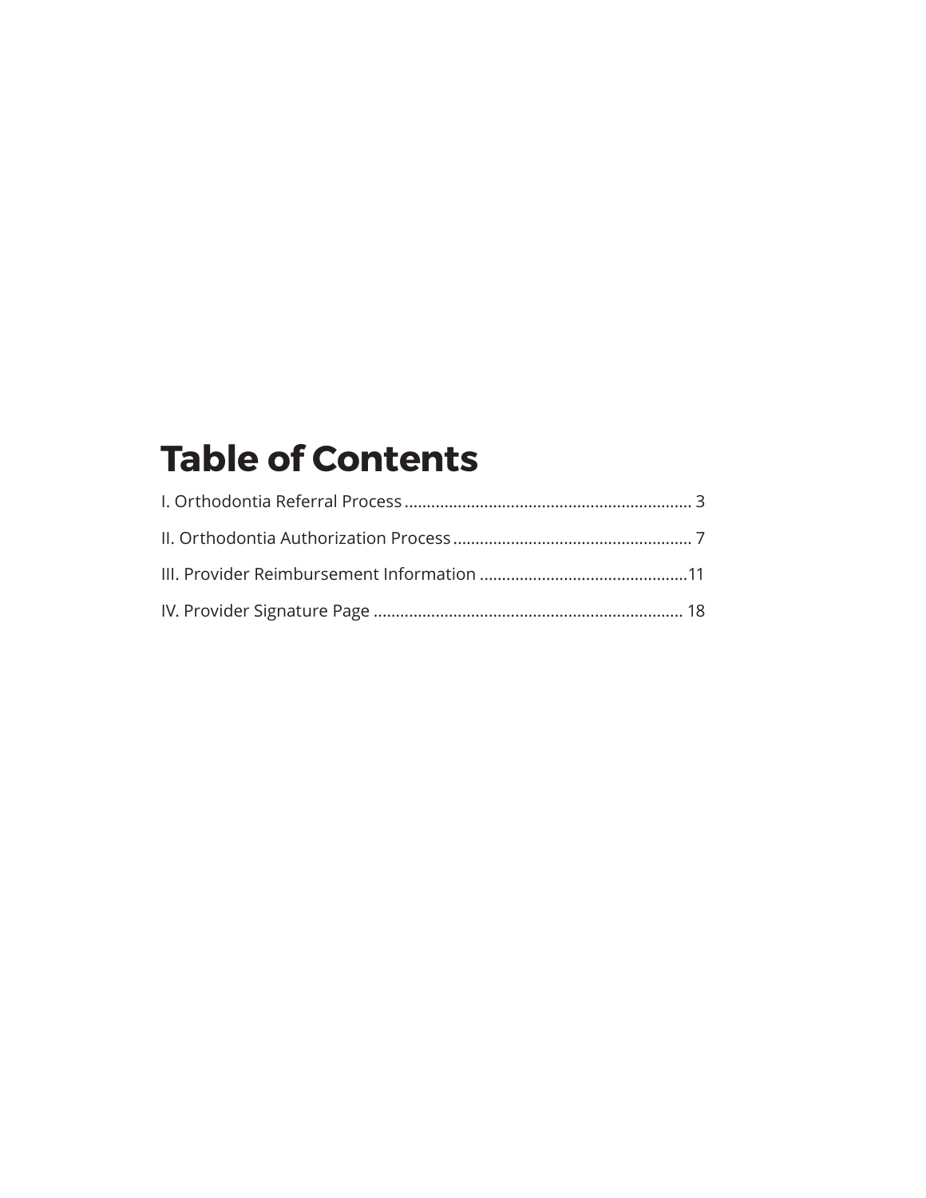# Table of Contents

I. Orthodontia Referral Process ................................................................ 3

II. Orthodontia Authorization Process ..................................................... 7

III. Provider Reimbursement Information ...............................................11

IV. Provider Signature Page ..................................................................... 18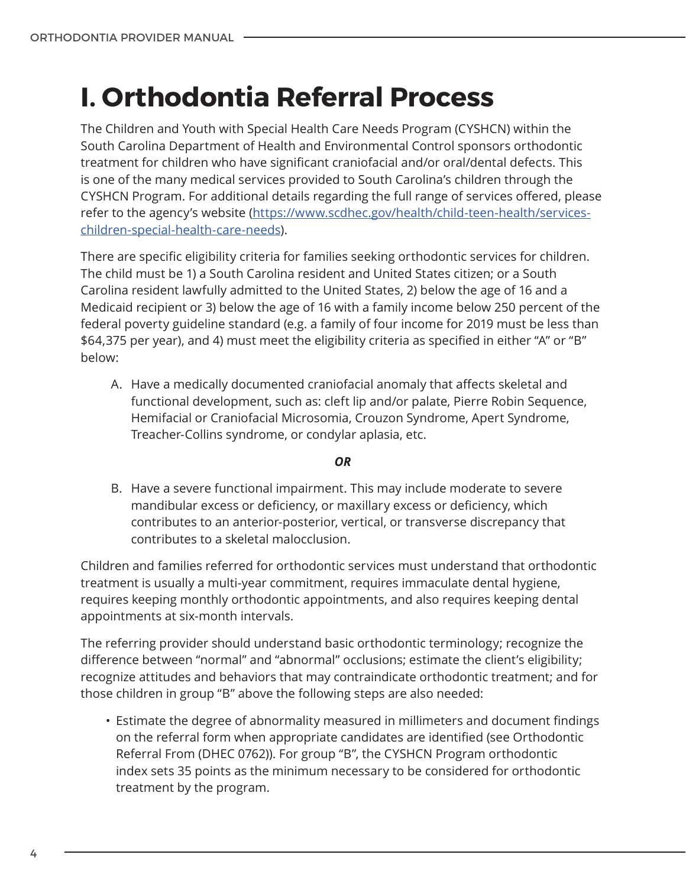# I. Orthodontia Referral Process

The Children and Youth with Special Health Care Needs Program (CYSHCN) within the South Carolina Department of Health and Environmental Control sponsors orthodontic treatment for children who have significant craniofacial and/or oral/dental defects. This is one of the many medical services provided to South Carolina's children through the CYSHCN Program. For additional details regarding the full range of services offered, please refer to the agency's website ([https://www.scdhec.gov/health/child-teen-health/services-children-special-health-care-needs](https://www.scdhec.gov/health/child-teen-health/services-children-special-health-care-needs)).

There are specific eligibility criteria for families seeking orthodontic services for children. The child must be 1) a South Carolina resident and United States citizen; or a South Carolina resident lawfully admitted to the United States, 2) below the age of 16 and a Medicaid recipient or 3) below the age of 16 with a family income below 250 percent of the federal poverty guideline standard (e.g. a family of four income for 2019 must be less than $64,375 per year), and 4) must meet the eligibility criteria as specified in either "A" or "B" below:

A. Have a medically documented craniofacial anomaly that affects skeletal and functional development, such as: cleft lip and/or palate, Pierre Robin Sequence, Hemifacial or Craniofacial Microsomia, Crouzon Syndrome, Apert Syndrome, Treacher-Collins syndrome, or condylar aplasia, etc.

***OR***

B. Have a severe functional impairment. This may include moderate to severe mandibular excess or deficiency, or maxillary excess or deficiency, which contributes to an anterior-posterior, vertical, or transverse discrepancy that contributes to a skeletal malocclusion.

Children and families referred for orthodontic services must understand that orthodontic treatment is usually a multi-year commitment, requires immaculate dental hygiene, requires keeping monthly orthodontic appointments, and also requires keeping dental appointments at six-month intervals.

The referring provider should understand basic orthodontic terminology; recognize the difference between "normal" and "abnormal" occlusions; estimate the client's eligibility; recognize attitudes and behaviors that may contraindicate orthodontic treatment; and for those children in group "B" above the following steps are also needed:

- Estimate the degree of abnormality measured in millimeters and document findings on the referral form when appropriate candidates are identified (see Orthodontic Referral From (DHEC 0762)). For group "B", the CYSHCN Program orthodontic index sets 35 points as the minimum necessary to be considered for orthodontic treatment by the program.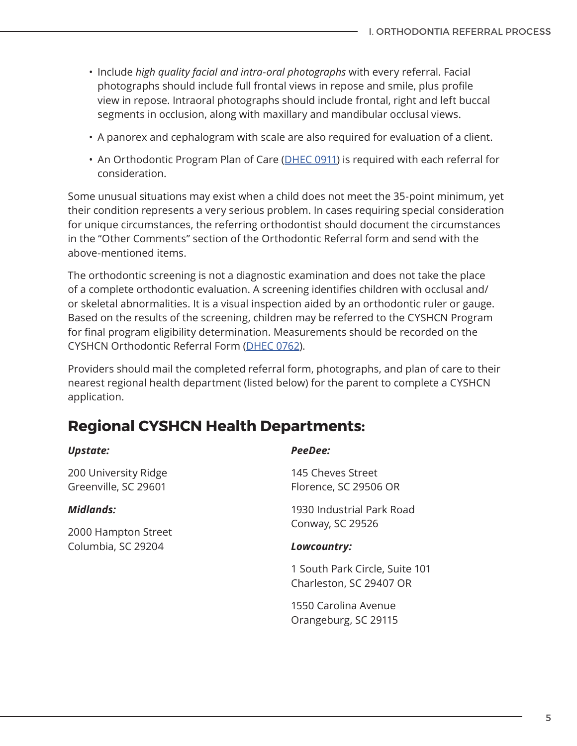- Include *high quality facial and intra-oral photographs* with every referral. Facial photographs should include full frontal views in repose and smile, plus profile view in repose. Intraoral photographs should include frontal, right and left buccal segments in occlusion, along with maxillary and mandibular occlusal views.
- A panorex and cephalogram with scale are also required for evaluation of a client.
- An Orthodontic Program Plan of Care (DHEC 0911) is required with each referral for consideration.

Some unusual situations may exist when a child does not meet the 35-point minimum, yet their condition represents a very serious problem. In cases requiring special consideration for unique circumstances, the referring orthodontist should document the circumstances in the "Other Comments" section of the Orthodontic Referral form and send with the above-mentioned items.

The orthodontic screening is not a diagnostic examination and does not take the place of a complete orthodontic evaluation. A screening identifies children with occlusal and/or skeletal abnormalities. It is a visual inspection aided by an orthodontic ruler or gauge. Based on the results of the screening, children may be referred to the CYSHCN Program for final program eligibility determination. Measurements should be recorded on the CYSHCN Orthodontic Referral Form (DHEC 0762).

Providers should mail the completed referral form, photographs, and plan of care to their nearest regional health department (listed below) for the parent to complete a CYSHCN application.

## Regional CYSHCN Health Departments:

***Upstate:***

200 University Ridge
Greenville, SC 29601

***Midlands:***

2000 Hampton Street
Columbia, SC 29204

***PeeDee:***

145 Cheves Street
Florence, SC 29506 OR

1930 Industrial Park Road
Conway, SC 29526

***Lowcountry:***

1 South Park Circle, Suite 101
Charleston, SC 29407 OR

1550 Carolina Avenue
Orangeburg, SC 29115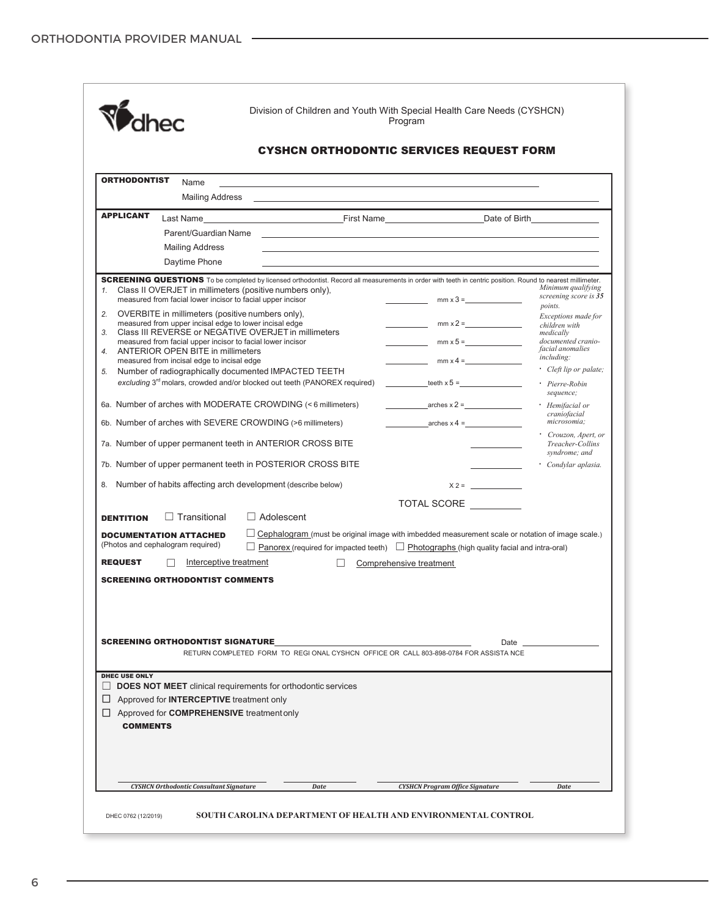dhec

Division of Children and Youth With Special Health Care Needs (CYSHCN) Program

## CYSHCN ORTHODONTIC SERVICES REQUEST FORM

**ORTHODONTIST** Name ______________________

Mailing Address ______________________

**APPLICANT** Last Name __________ First Name __________ Date of Birth __________

Parent/Guardian Name ______________________

Mailing Address ______________________

Daytime Phone ______________________

**SCREENING QUESTIONS** To be completed by licensed orthodontist. Record all measurements in order with teeth in centric position. Round to nearest millimeter.

*Minimum qualifying screening score is **35** points.*

*Exceptions made for children with medically documented cranio-facial anomalies including:*

- *Cleft lip or palate;*
- *Pierre-Robin sequence;*
- *Hemifacial or craniofacial microsomia;*
- *Crouzon, Apert, or Treacher-Collins syndrome; and*
- *Condylar aplasia.*

| Question | Measurement | Score |
| --- | --- | --- |
| 1. Class II OVERJET in millimeters (positive numbers only), measured from facial lower incisor to facial upper incisor | ______ mm x 3 = | ______ |
| 2. OVERBITE in millimeters (positive numbers only), measured from upper incisal edge to lower incisal edge | ______ mm x 2 = | ______ |
| 3. Class III REVERSE or NEGATIVE OVERJET in millimeters measured from facial upper incisor to facial lower incisor | ______ mm x 5 = | ______ |
| 4. ANTERIOR OPEN BITE in millimeters measured from incisal edge to incisal edge | ______ mm x 4 = | ______ |
| 5. Number of radiographically documented IMPACTED TEETH *excluding* 3rd molars, crowded and/or blocked out teeth (PANOREX required) | ______ teeth x 5 = | ______ |
| 6a. Number of arches with MODERATE CROWDING (< 6 millimeters) | ______ arches x 2 = | ______ |
| 6b. Number of arches with SEVERE CROWDING (>6 millimeters) | ______ arches x 4 = | ______ |
| 7a. Number of upper permanent teeth in ANTERIOR CROSS BITE | | ______ |
| 7b. Number of upper permanent teeth in POSTERIOR CROSS BITE | | ______ |
| 8. Number of habits affecting arch development (describe below) | X 2 = | ______ |
| | TOTAL SCORE | ______ |

**DENTITION** ☐ Transitional ☐ Adolescent

**DOCUMENTATION ATTACHED** (Photos and cephalogram required)
☐ Cephalogram (must be original image with imbedded measurement scale or notation of image scale.)
☐ Panorex (required for impacted teeth) ☐ Photographs (high quality facial and intra-oral)

**REQUEST** ☐ Interceptive treatment ☐ Comprehensive treatment

**SCREENING ORTHODONTIST COMMENTS**

**SCREENING ORTHODONTIST SIGNATURE** ______________________ Date __________

RETURN COMPLETED FORM TO REGIONAL CYSHCN OFFICE OR CALL 803-898-0784 FOR ASSISTANCE

**DHEC USE ONLY**

☐ **DOES NOT MEET** clinical requirements for orthodontic services

☐ Approved for **INTERCEPTIVE** treatment only

☐ Approved for **COMPREHENSIVE** treatment only

**COMMENTS**

| *CYSHCN Orthodontic Consultant Signature* | *Date* | *CYSHCN Program Office Signature* | *Date* |
| --- | --- | --- | --- |
| | | | |

DHEC 0762 (12/2019) SOUTH CAROLINA DEPARTMENT OF HEALTH AND ENVIRONMENTAL CONTROL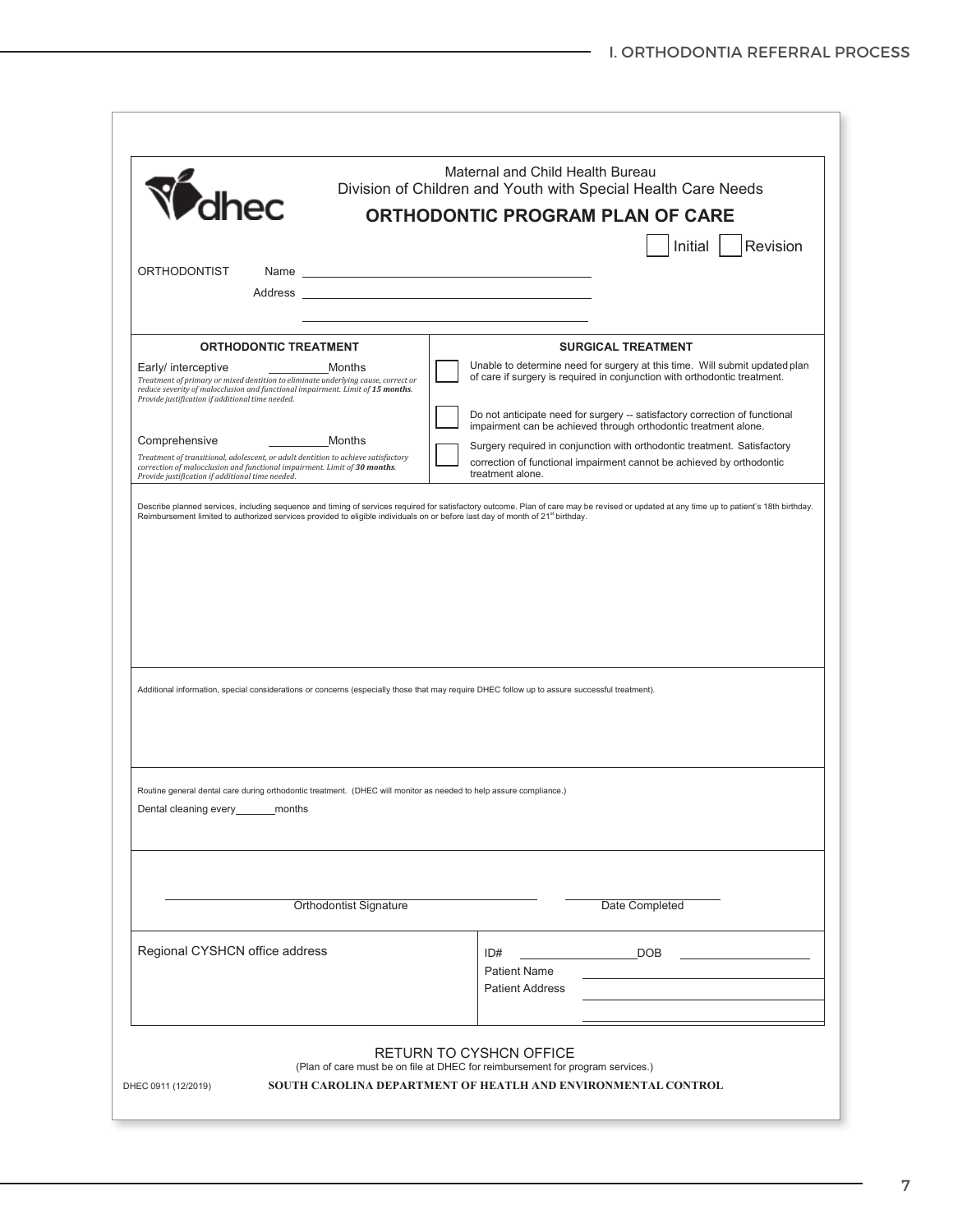Maternal and Child Health Bureau
Division of Children and Youth with Special Health Care Needs

# ORTHODONTIC PROGRAM PLAN OF CARE

☐ Initial ☐ Revision

ORTHODONTIST Name \_\_\_\_\_\_\_\_\_\_\_\_\_\_\_\_\_\_\_\_\_\_\_\_\_\_\_\_\_\_\_\_

Address \_\_\_\_\_\_\_\_\_\_\_\_\_\_\_\_\_\_\_\_\_\_\_\_\_\_\_\_\_\_\_\_

\_\_\_\_\_\_\_\_\_\_\_\_\_\_\_\_\_\_\_\_\_\_\_\_\_\_\_\_\_\_\_\_

| ORTHODONTIC TREATMENT | SURGICAL TREATMENT |
|---|---|
| Early/ interceptive \_\_\_\_\_\_\_\_\_ Months<br>*Treatment of primary or mixed dentition to eliminate underlying cause, correct or reduce severity of malocclusion and functional impairment. Limit of **15 months**. Provide justification if additional time needed.* | ☐ Unable to determine need for surgery at this time. Will submit updated plan of care if surgery is required in conjunction with orthodontic treatment.<br>☐ Do not anticipate need for surgery -- satisfactory correction of functional impairment can be achieved through orthodontic treatment alone. |
| Comprehensive \_\_\_\_\_\_\_\_\_ Months<br>*Treatment of transitional, adolescent, or adult dentition to achieve satisfactory correction of malocclusion and functional impairment. Limit of **30 months**. Provide justification if additional time needed.* | ☐ Surgery required in conjunction with orthodontic treatment. Satisfactory correction of functional impairment cannot be achieved by orthodontic treatment alone. |

Describe planned services, including sequence and timing of services required for satisfactory outcome. Plan of care may be revised or updated at any time up to patient's 18th birthday. Reimbursement limited to authorized services provided to eligible individuals on or before last day of month of 21st birthday.

Additional information, special considerations or concerns (especially those that may require DHEC follow up to assure successful treatment).

Routine general dental care during orthodontic treatment. (DHEC will monitor as needed to help assure compliance.)

Dental cleaning every \_\_\_\_\_\_\_ months

\_\_\_\_\_\_\_\_\_\_\_\_\_\_\_\_\_\_\_\_\_\_\_\_\_\_\_\_\_\_\_\_ Orthodontist Signature

\_\_\_\_\_\_\_\_\_\_\_\_\_\_\_\_\_\_ Date Completed

| Regional CYSHCN office address | ID# \_\_\_\_\_\_\_\_\_\_ DOB \_\_\_\_\_\_\_\_\_\_<br>Patient Name \_\_\_\_\_\_\_\_\_\_<br>Patient Address \_\_\_\_\_\_\_\_\_\_ |
|---|---|

RETURN TO CYSHCN OFFICE
(Plan of care must be on file at DHEC for reimbursement for program services.)

DHEC 0911 (12/2019) SOUTH CAROLINA DEPARTMENT OF HEATLH AND ENVIRONMENTAL CONTROL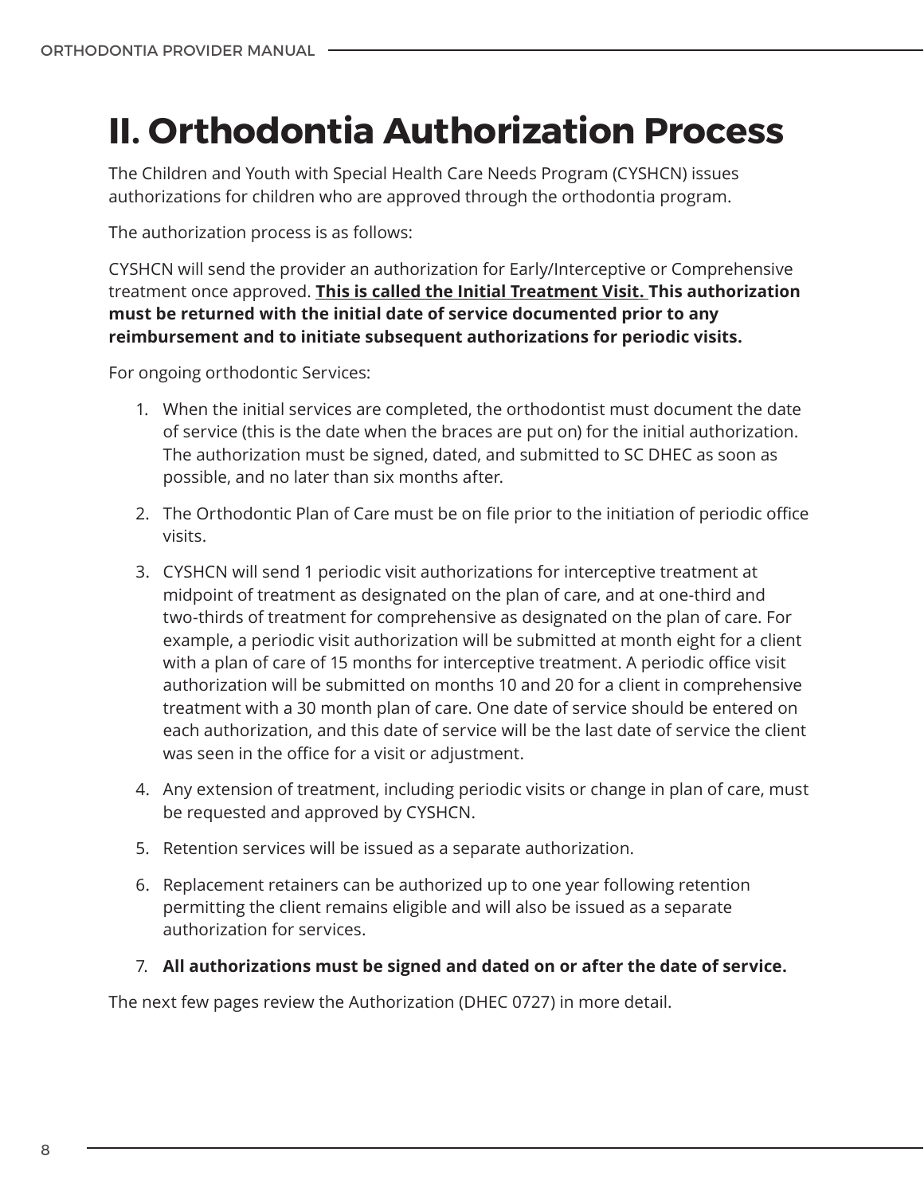# II. Orthodontia Authorization Process

The Children and Youth with Special Health Care Needs Program (CYSHCN) issues authorizations for children who are approved through the orthodontia program.

The authorization process is as follows:

CYSHCN will send the provider an authorization for Early/Interceptive or Comprehensive treatment once approved. **<u>This is called the Initial Treatment Visit.</u> This authorization must be returned with the initial date of service documented prior to any reimbursement and to initiate subsequent authorizations for periodic visits.**

For ongoing orthodontic Services:

1. When the initial services are completed, the orthodontist must document the date of service (this is the date when the braces are put on) for the initial authorization. The authorization must be signed, dated, and submitted to SC DHEC as soon as possible, and no later than six months after.
2. The Orthodontic Plan of Care must be on file prior to the initiation of periodic office visits.
3. CYSHCN will send 1 periodic visit authorizations for interceptive treatment at midpoint of treatment as designated on the plan of care, and at one-third and two-thirds of treatment for comprehensive as designated on the plan of care. For example, a periodic visit authorization will be submitted at month eight for a client with a plan of care of 15 months for interceptive treatment. A periodic office visit authorization will be submitted on months 10 and 20 for a client in comprehensive treatment with a 30 month plan of care. One date of service should be entered on each authorization, and this date of service will be the last date of service the client was seen in the office for a visit or adjustment.
4. Any extension of treatment, including periodic visits or change in plan of care, must be requested and approved by CYSHCN.
5. Retention services will be issued as a separate authorization.
6. Replacement retainers can be authorized up to one year following retention permitting the client remains eligible and will also be issued as a separate authorization for services.
7. **All authorizations must be signed and dated on or after the date of service.**

The next few pages review the Authorization (DHEC 0727) in more detail.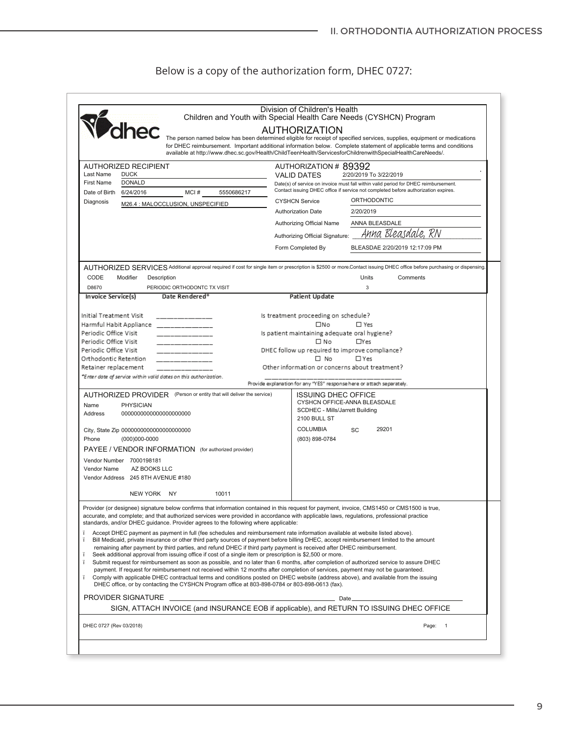Below is a copy of the authorization form, DHEC 0727:

dhec

Division of Children's Health
Children and Youth with Special Health Care Needs (CYSHCN) Program

## AUTHORIZATION

The person named below has been determined eligible for receipt of specified services, supplies, equipment or medications for DHEC reimbursement. Important additional information below. Complete statement of applicable terms and conditions available at http://www.dhec.sc.gov/Health/ChildTeenHealth/ServicesforChildrenwithSpecialHealthCareNeeds/.

**AUTHORIZED RECIPIENT**

Last Name DUCK
First Name DONALD
Date of Birth 6/24/2016 MCI # 5550686217
Diagnosis M26.4 : MALOCCLUSION, UNSPECIFIED

AUTHORIZATION # 89392
VALID DATES 2/20/2019 To 3/22/2019
Date(s) of service on invoice must fall within valid period for DHEC reimbursement. Contact issuing DHEC office if service not completed before authorization expires.

CYSHCN Service ORTHODONTIC
Authorization Date 2/20/2019
Authorizing Official Name ANNA BLEASDALE
Authorizing Official Signature: *Anna Bleasdale, RN*
Form Completed By BLEASDAE 2/20/2019 12:17:09 PM

**AUTHORIZED SERVICES** Additional approval required if cost for single item or prescription is $2500 or more.Contact issuing DHEC office before purchasing or dispensing.

| CODE | Modifier | Description | Units | Comments |
|---|---|---|---|---|
| D8670 | | PERIODIC ORTHODONTC TX VISIT | 3 | |

| Invoice Service(s) | Date Rendered* |
|---|---|
| Initial Treatment Visit | ______________ |
| Harmful Habit Appliance | ______________ |
| Periodic Office Visit | ______________ |
| Periodic Office Visit | ______________ |
| Periodic Office Visit | ______________ |
| Orthodontic Retention | ______________ |
| Retainer replacement | ______________ |

*Enter date of service within valid dates on this authorization.*

**Patient Update**

Is treatment proceeding on schedule?
☐ No ☐ Yes
Is patient maintaining adequate oral hygiene?
☐ No ☐ Yes
DHEC follow up required to improve compliance?
☐ No ☐ Yes
Other information or concerns about treatment?
________________________________________
*Provide explanation for any "YES" response here or attach separately.*

**AUTHORIZED PROVIDER** (Person or entity that will deliver the service)

Name PHYSICIAN
Address 0000000000000000000000
City, State Zip 0000000000000000000000
Phone (000)000-0000

**PAYEE / VENDOR INFORMATION** (for authorized provider)

Vendor Number 7000198181
Vendor Name AZ BOOKS LLC
Vendor Address 245 8TH AVENUE #180
NEW YORK NY 10011

**ISSUING DHEC OFFICE**

CYSHCN OFFICE-ANNA BLEASDALE
SCDHEC - Mills/Jarrett Building
2100 BULL ST
COLUMBIA SC 29201
(803) 898-0784

Provider (or designee) signature below confirms that information contained in this request for payment, invoice, CMS1450 or CMS1500 is true, accurate, and complete; and that authorized services were provided in accordance with applicable laws, regulations, professional practice standards, and/or DHEC guidance. Provider agrees to the following where applicable:

- Accept DHEC payment as payment in full (fee schedules and reimbursement rate information available at website listed above).
- Bill Medicaid, private insurance or other third party sources of payment before billing DHEC, accept reimbursement limited to the amount remaining after payment by third parties, and refund DHEC if third party payment is received after DHEC reimbursement.
- Seek additional approval from issuing office if cost of a single item or prescription is $2,500 or more.
- Submit request for reimbursement as soon as possible, and no later than 6 months, after completion of authorized service to assure DHEC payment. If request for reimbursement not received within 12 months after completion of services, payment may not be guaranteed.
- Comply with applicable DHEC contractual terms and conditions posted on DHEC website (address above), and available from the issuing DHEC office, or by contacting the CYSHCN Program office at 803-898-0784 or 803-898-0613 (fax).

PROVIDER SIGNATURE ____________________________________________ Date ______________________

SIGN, ATTACH INVOICE (and INSURANCE EOB if applicable), and RETURN TO ISSUING DHEC OFFICE

DHEC 0727 (Rev 03/2018) Page: 1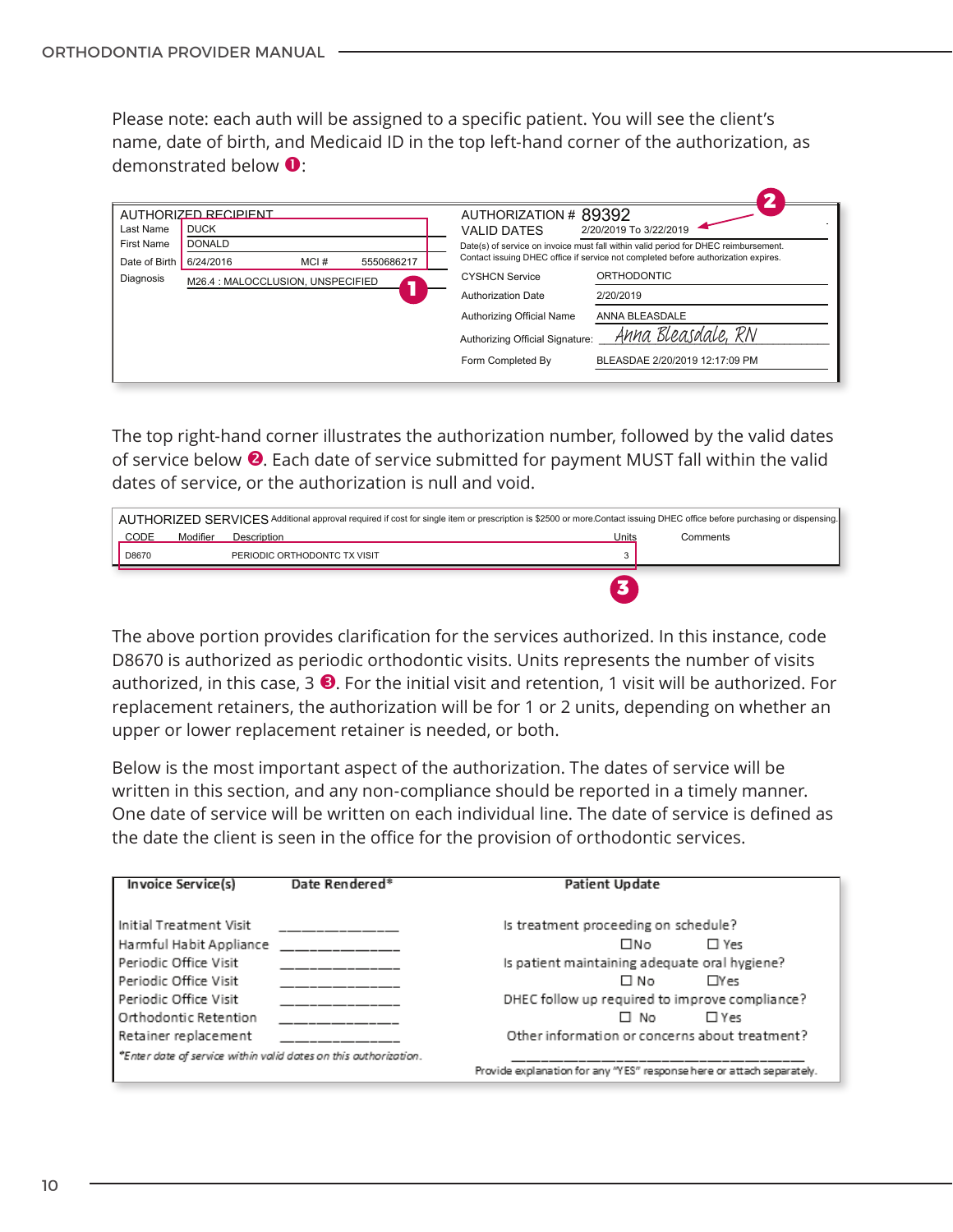Please note: each auth will be assigned to a specific patient. You will see the client's name, date of birth, and Medicaid ID in the top left-hand corner of the authorization, as demonstrated below ❶:

| AUTHORIZED RECIPIENT | | | | AUTHORIZATION # 89392 | |
|---|---|---|---|---|---|
| Last Name | DUCK | | | VALID DATES | 2/20/2019 To 3/22/2019 |
| First Name | DONALD | | | Date(s) of service on invoice must fall within valid period for DHEC reimbursement. Contact issuing DHEC office if service not completed before authorization expires. | |
| Date of Birth | 6/24/2016 | MCI # | 5550686217 | CYSHCN Service | ORTHODONTIC |
| Diagnosis | M26.4 : MALOCCLUSION, UNSPECIFIED | | | Authorization Date | 2/20/2019 |
| | | | | Authorizing Official Name | ANNA BLEASDALE |
| | | | | Authorizing Official Signature: | Anna Bleasdale, RN |
| | | | | Form Completed By | BLEASDAE 2/20/2019 12:17:09 PM |

The top right-hand corner illustrates the authorization number, followed by the valid dates of service below ❷. Each date of service submitted for payment MUST fall within the valid dates of service, or the authorization is null and void.

AUTHORIZED SERVICES Additional approval required if cost for single item or prescription is $2500 or more.Contact issuing DHEC office before purchasing or dispensing.

| CODE | Modifier | Description | Units | Comments |
|---|---|---|---|---|
| D8670 | | PERIODIC ORTHODONTC TX VISIT | 3 | |

The above portion provides clarification for the services authorized. In this instance, code D8670 is authorized as periodic orthodontic visits. Units represents the number of visits authorized, in this case, 3 ❸. For the initial visit and retention, 1 visit will be authorized. For replacement retainers, the authorization will be for 1 or 2 units, depending on whether an upper or lower replacement retainer is needed, or both.

Below is the most important aspect of the authorization. The dates of service will be written in this section, and any non-compliance should be reported in a timely manner. One date of service will be written on each individual line. The date of service is defined as the date the client is seen in the office for the provision of orthodontic services.

| Invoice Service(s) | Date Rendered* | Patient Update |
|---|---|---|
| Initial Treatment Visit | ____________ | Is treatment proceeding on schedule? |
| Harmful Habit Appliance | ____________ | ☐ No ☐ Yes |
| Periodic Office Visit | ____________ | Is patient maintaining adequate oral hygiene? |
| Periodic Office Visit | ____________ | ☐ No ☐ Yes |
| Periodic Office Visit | ____________ | DHEC follow up required to improve compliance? |
| Orthodontic Retention | ____________ | ☐ No ☐ Yes |
| Retainer replacement | ____________ | Other information or concerns about treatment? |
| *Enter date of service within valid dates on this authorization. | | ____________________ Provide explanation for any "YES" response here or attach separately. |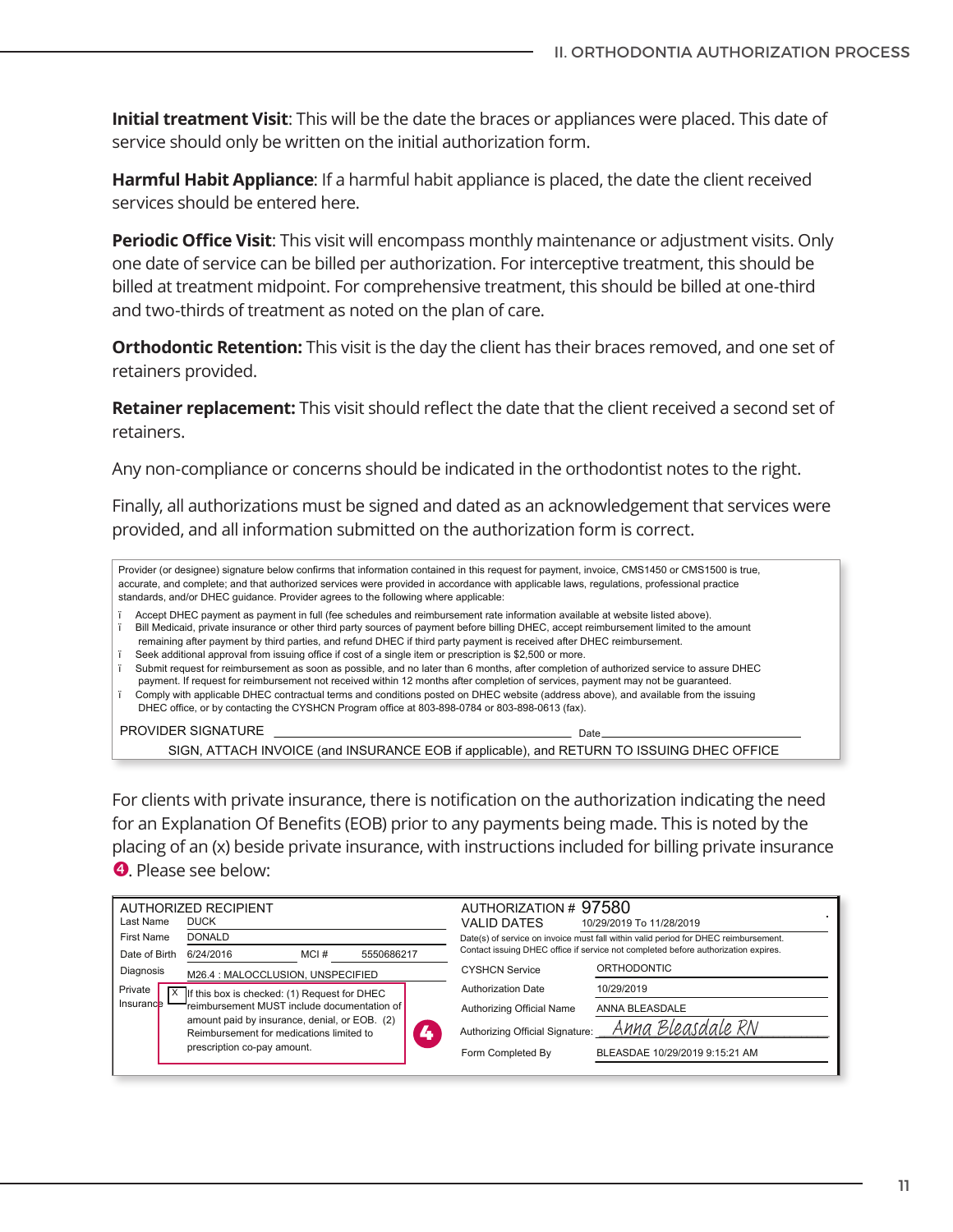**Initial treatment Visit**: This will be the date the braces or appliances were placed. This date of service should only be written on the initial authorization form.

**Harmful Habit Appliance**: If a harmful habit appliance is placed, the date the client received services should be entered here.

**Periodic Office Visit**: This visit will encompass monthly maintenance or adjustment visits. Only one date of service can be billed per authorization. For interceptive treatment, this should be billed at treatment midpoint. For comprehensive treatment, this should be billed at one-third and two-thirds of treatment as noted on the plan of care.

**Orthodontic Retention:** This visit is the day the client has their braces removed, and one set of retainers provided.

**Retainer replacement:** This visit should reflect the date that the client received a second set of retainers.

Any non-compliance or concerns should be indicated in the orthodontist notes to the right.

Finally, all authorizations must be signed and dated as an acknowledgement that services were provided, and all information submitted on the authorization form is correct.

> Provider (or designee) signature below confirms that information contained in this request for payment, invoice, CMS1450 or CMS1500 is true, accurate, and complete; and that authorized services were provided in accordance with applicable laws, regulations, professional practice standards, and/or DHEC guidance. Provider agrees to the following where applicable:
>
> - Accept DHEC payment as payment in full (fee schedules and reimbursement rate information available at website listed above).
> - Bill Medicaid, private insurance or other third party sources of payment before billing DHEC, accept reimbursement limited to the amount remaining after payment by third parties, and refund DHEC if third party payment is received after DHEC reimbursement.
> - Seek additional approval from issuing office if cost of a single item or prescription is $2,500 or more.
> - Submit request for reimbursement as soon as possible, and no later than 6 months, after completion of authorized service to assure DHEC payment. If request for reimbursement not received within 12 months after completion of services, payment may not be guaranteed.
> - Comply with applicable DHEC contractual terms and conditions posted on DHEC website (address above), and available from the issuing DHEC office, or by contacting the CYSHCN Program office at 803-898-0784 or 803-898-0613 (fax).
>
> PROVIDER SIGNATURE ______________________________ Date ____________________
>
> SIGN, ATTACH INVOICE (and INSURANCE EOB if applicable), and RETURN TO ISSUING DHEC OFFICE

For clients with private insurance, there is notification on the authorization indicating the need for an Explanation Of Benefits (EOB) prior to any payments being made. This is noted by the placing of an (x) beside private insurance, with instructions included for billing private insurance ❹. Please see below:

| AUTHORIZED RECIPIENT | | AUTHORIZATION # 97580 | |
|---|---|---|---|
| Last Name | DUCK | VALID DATES | 10/29/2019 To 11/28/2019 |
| First Name | DONALD | | Date(s) of service on invoice must fall within valid period for DHEC reimbursement. Contact issuing DHEC office if service not completed before authorization expires. |
| Date of Birth | 6/24/2016 MCI # 5550686217 | | |
| Diagnosis | M26.4 : MALOCCLUSION, UNSPECIFIED | CYSHCN Service | ORTHODONTIC |
| Private Insurance | [X] If this box is checked: (1) Request for DHEC reimbursement MUST include documentation of amount paid by insurance, denial, or EOB. (2) Reimbursement for medications limited to prescription co-pay amount. ❹ | Authorization Date | 10/29/2019 |
| | | Authorizing Official Name | ANNA BLEASDALE |
| | | Authorizing Official Signature: | Anna Bleasdale RN |
| | | Form Completed By | BLEASDAE 10/29/2019 9:15:21 AM |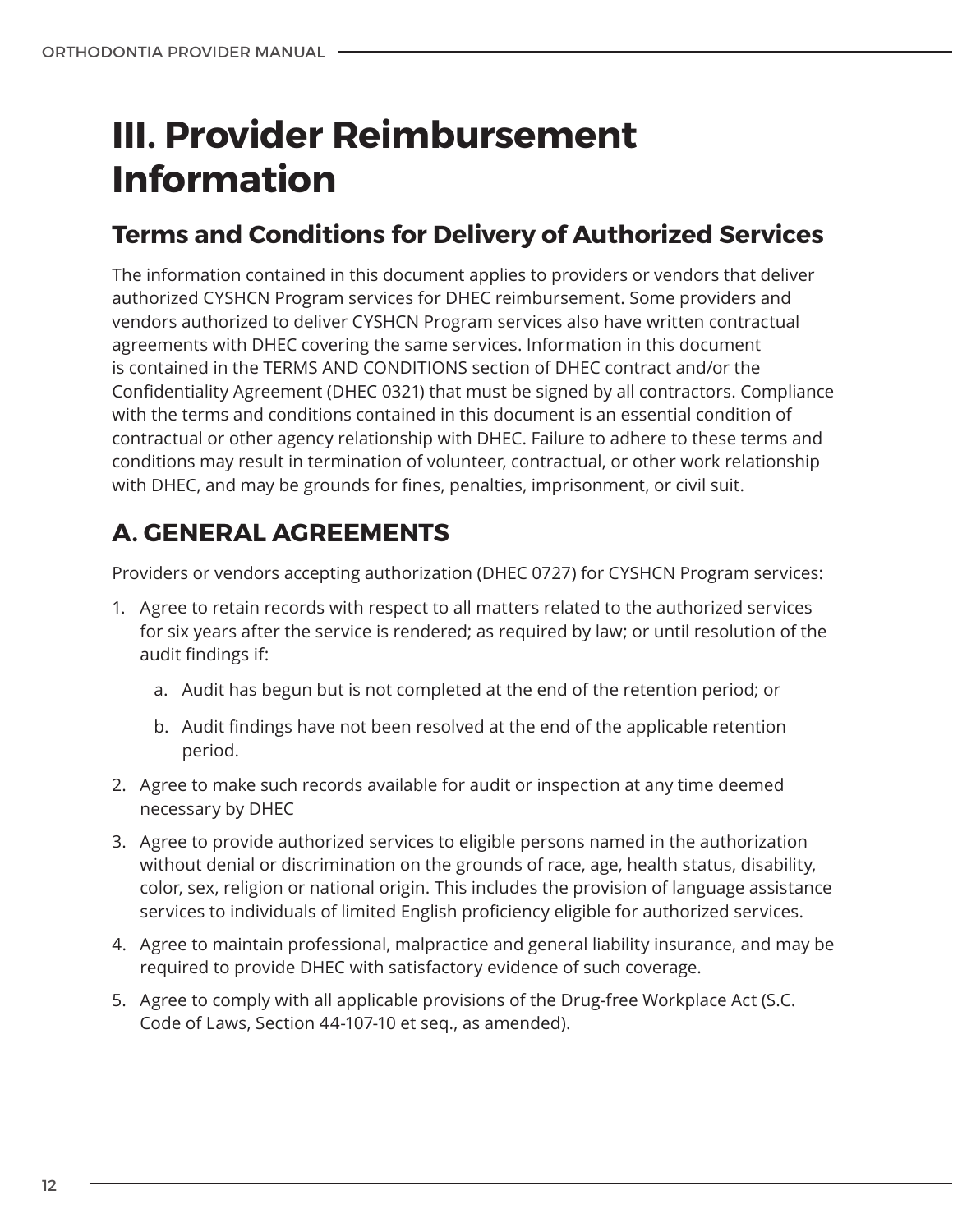# III. Provider Reimbursement Information

## Terms and Conditions for Delivery of Authorized Services

The information contained in this document applies to providers or vendors that deliver authorized CYSHCN Program services for DHEC reimbursement. Some providers and vendors authorized to deliver CYSHCN Program services also have written contractual agreements with DHEC covering the same services. Information in this document is contained in the TERMS AND CONDITIONS section of DHEC contract and/or the Confidentiality Agreement (DHEC 0321) that must be signed by all contractors. Compliance with the terms and conditions contained in this document is an essential condition of contractual or other agency relationship with DHEC. Failure to adhere to these terms and conditions may result in termination of volunteer, contractual, or other work relationship with DHEC, and may be grounds for fines, penalties, imprisonment, or civil suit.

## A. GENERAL AGREEMENTS

Providers or vendors accepting authorization (DHEC 0727) for CYSHCN Program services:

1. Agree to retain records with respect to all matters related to the authorized services for six years after the service is rendered; as required by law; or until resolution of the audit findings if:
    a. Audit has begun but is not completed at the end of the retention period; or
    b. Audit findings have not been resolved at the end of the applicable retention period.
2. Agree to make such records available for audit or inspection at any time deemed necessary by DHEC
3. Agree to provide authorized services to eligible persons named in the authorization without denial or discrimination on the grounds of race, age, health status, disability, color, sex, religion or national origin. This includes the provision of language assistance services to individuals of limited English proficiency eligible for authorized services.
4. Agree to maintain professional, malpractice and general liability insurance, and may be required to provide DHEC with satisfactory evidence of such coverage.
5. Agree to comply with all applicable provisions of the Drug-free Workplace Act (S.C. Code of Laws, Section 44-107-10 et seq., as amended).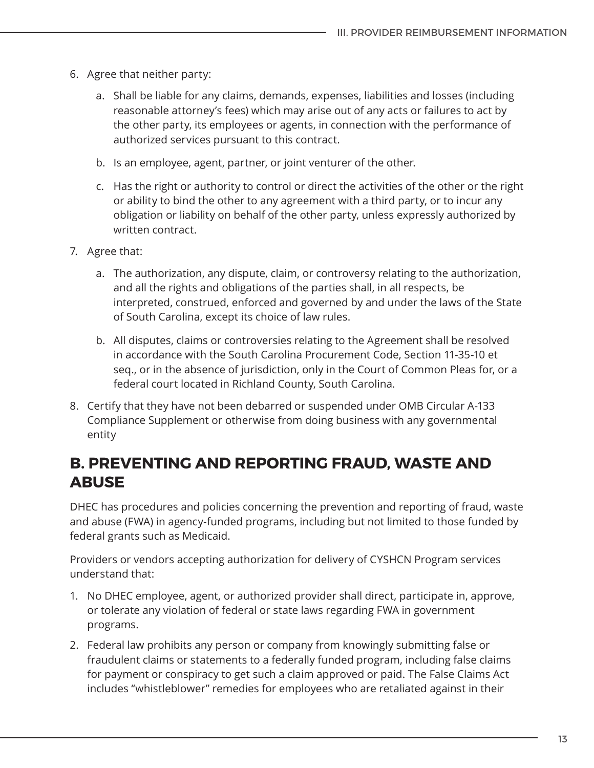6. Agree that neither party:

    a. Shall be liable for any claims, demands, expenses, liabilities and losses (including reasonable attorney's fees) which may arise out of any acts or failures to act by the other party, its employees or agents, in connection with the performance of authorized services pursuant to this contract.

    b. Is an employee, agent, partner, or joint venturer of the other.

    c. Has the right or authority to control or direct the activities of the other or the right or ability to bind the other to any agreement with a third party, or to incur any obligation or liability on behalf of the other party, unless expressly authorized by written contract.

7. Agree that:

    a. The authorization, any dispute, claim, or controversy relating to the authorization, and all the rights and obligations of the parties shall, in all respects, be interpreted, construed, enforced and governed by and under the laws of the State of South Carolina, except its choice of law rules.

    b. All disputes, claims or controversies relating to the Agreement shall be resolved in accordance with the South Carolina Procurement Code, Section 11-35-10 et seq., or in the absence of jurisdiction, only in the Court of Common Pleas for, or a federal court located in Richland County, South Carolina.

8. Certify that they have not been debarred or suspended under OMB Circular A-133 Compliance Supplement or otherwise from doing business with any governmental entity

## B. PREVENTING AND REPORTING FRAUD, WASTE AND ABUSE

DHEC has procedures and policies concerning the prevention and reporting of fraud, waste and abuse (FWA) in agency-funded programs, including but not limited to those funded by federal grants such as Medicaid.

Providers or vendors accepting authorization for delivery of CYSHCN Program services understand that:

1. No DHEC employee, agent, or authorized provider shall direct, participate in, approve, or tolerate any violation of federal or state laws regarding FWA in government programs.
2. Federal law prohibits any person or company from knowingly submitting false or fraudulent claims or statements to a federally funded program, including false claims for payment or conspiracy to get such a claim approved or paid. The False Claims Act includes "whistleblower" remedies for employees who are retaliated against in their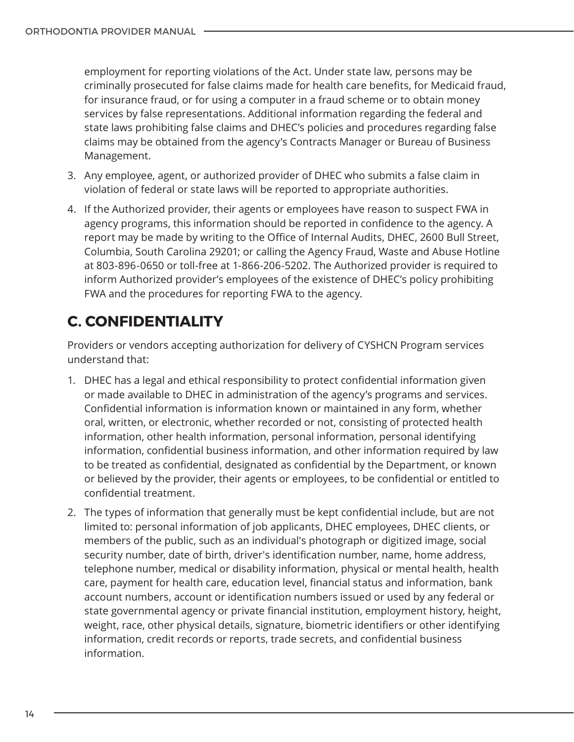employment for reporting violations of the Act. Under state law, persons may be criminally prosecuted for false claims made for health care benefits, for Medicaid fraud, for insurance fraud, or for using a computer in a fraud scheme or to obtain money services by false representations. Additional information regarding the federal and state laws prohibiting false claims and DHEC's policies and procedures regarding false claims may be obtained from the agency's Contracts Manager or Bureau of Business Management.

3. Any employee, agent, or authorized provider of DHEC who submits a false claim in violation of federal or state laws will be reported to appropriate authorities.
4. If the Authorized provider, their agents or employees have reason to suspect FWA in agency programs, this information should be reported in confidence to the agency. A report may be made by writing to the Office of Internal Audits, DHEC, 2600 Bull Street, Columbia, South Carolina 29201; or calling the Agency Fraud, Waste and Abuse Hotline at 803-896-0650 or toll-free at 1-866-206-5202. The Authorized provider is required to inform Authorized provider's employees of the existence of DHEC's policy prohibiting FWA and the procedures for reporting FWA to the agency.

## C. CONFIDENTIALITY

Providers or vendors accepting authorization for delivery of CYSHCN Program services understand that:

1. DHEC has a legal and ethical responsibility to protect confidential information given or made available to DHEC in administration of the agency's programs and services. Confidential information is information known or maintained in any form, whether oral, written, or electronic, whether recorded or not, consisting of protected health information, other health information, personal information, personal identifying information, confidential business information, and other information required by law to be treated as confidential, designated as confidential by the Department, or known or believed by the provider, their agents or employees, to be confidential or entitled to confidential treatment.
2. The types of information that generally must be kept confidential include, but are not limited to: personal information of job applicants, DHEC employees, DHEC clients, or members of the public, such as an individual's photograph or digitized image, social security number, date of birth, driver's identification number, name, home address, telephone number, medical or disability information, physical or mental health, health care, payment for health care, education level, financial status and information, bank account numbers, account or identification numbers issued or used by any federal or state governmental agency or private financial institution, employment history, height, weight, race, other physical details, signature, biometric identifiers or other identifying information, credit records or reports, trade secrets, and confidential business information.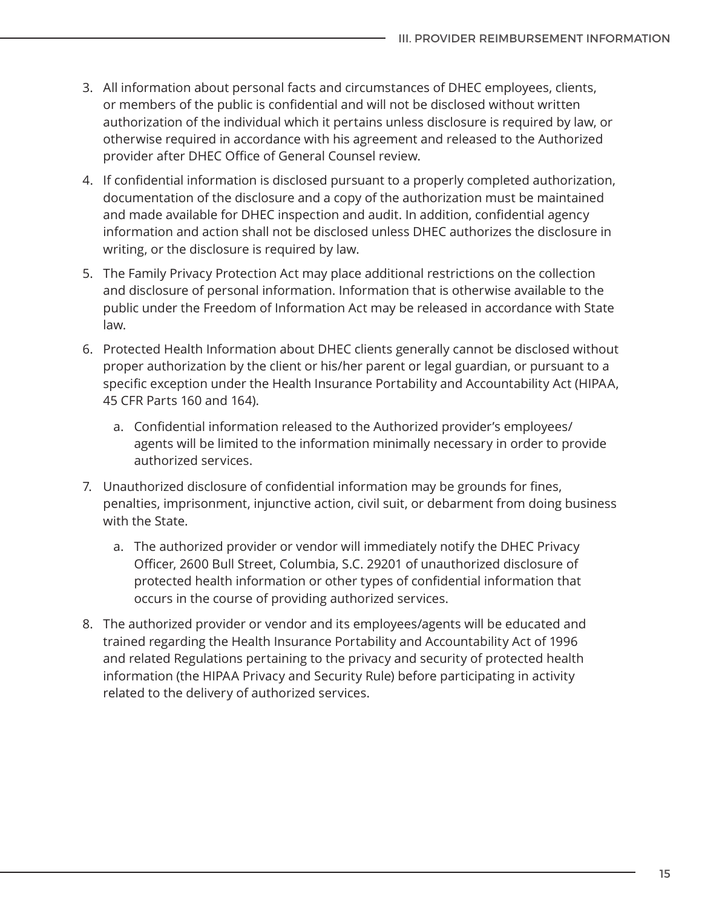3. All information about personal facts and circumstances of DHEC employees, clients, or members of the public is confidential and will not be disclosed without written authorization of the individual which it pertains unless disclosure is required by law, or otherwise required in accordance with his agreement and released to the Authorized provider after DHEC Office of General Counsel review.
4. If confidential information is disclosed pursuant to a properly completed authorization, documentation of the disclosure and a copy of the authorization must be maintained and made available for DHEC inspection and audit. In addition, confidential agency information and action shall not be disclosed unless DHEC authorizes the disclosure in writing, or the disclosure is required by law.
5. The Family Privacy Protection Act may place additional restrictions on the collection and disclosure of personal information. Information that is otherwise available to the public under the Freedom of Information Act may be released in accordance with State law.
6. Protected Health Information about DHEC clients generally cannot be disclosed without proper authorization by the client or his/her parent or legal guardian, or pursuant to a specific exception under the Health Insurance Portability and Accountability Act (HIPAA, 45 CFR Parts 160 and 164).
   a. Confidential information released to the Authorized provider's employees/agents will be limited to the information minimally necessary in order to provide authorized services.
7. Unauthorized disclosure of confidential information may be grounds for fines, penalties, imprisonment, injunctive action, civil suit, or debarment from doing business with the State.
   a. The authorized provider or vendor will immediately notify the DHEC Privacy Officer, 2600 Bull Street, Columbia, S.C. 29201 of unauthorized disclosure of protected health information or other types of confidential information that occurs in the course of providing authorized services.
8. The authorized provider or vendor and its employees/agents will be educated and trained regarding the Health Insurance Portability and Accountability Act of 1996 and related Regulations pertaining to the privacy and security of protected health information (the HIPAA Privacy and Security Rule) before participating in activity related to the delivery of authorized services.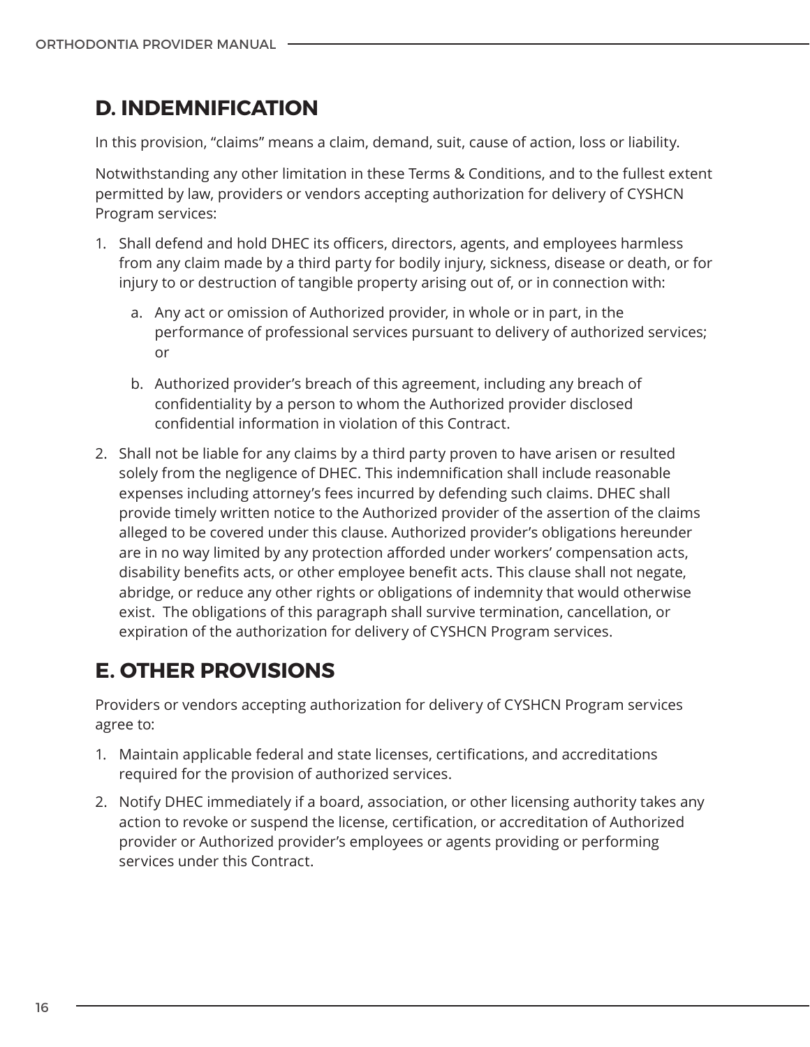## D. INDEMNIFICATION

In this provision, "claims" means a claim, demand, suit, cause of action, loss or liability.

Notwithstanding any other limitation in these Terms & Conditions, and to the fullest extent permitted by law, providers or vendors accepting authorization for delivery of CYSHCN Program services:

1. Shall defend and hold DHEC its officers, directors, agents, and employees harmless from any claim made by a third party for bodily injury, sickness, disease or death, or for injury to or destruction of tangible property arising out of, or in connection with:
   a. Any act or omission of Authorized provider, in whole or in part, in the performance of professional services pursuant to delivery of authorized services; or
   b. Authorized provider's breach of this agreement, including any breach of confidentiality by a person to whom the Authorized provider disclosed confidential information in violation of this Contract.
2. Shall not be liable for any claims by a third party proven to have arisen or resulted solely from the negligence of DHEC. This indemnification shall include reasonable expenses including attorney's fees incurred by defending such claims. DHEC shall provide timely written notice to the Authorized provider of the assertion of the claims alleged to be covered under this clause. Authorized provider's obligations hereunder are in no way limited by any protection afforded under workers' compensation acts, disability benefits acts, or other employee benefit acts. This clause shall not negate, abridge, or reduce any other rights or obligations of indemnity that would otherwise exist. The obligations of this paragraph shall survive termination, cancellation, or expiration of the authorization for delivery of CYSHCN Program services.

## E. OTHER PROVISIONS

Providers or vendors accepting authorization for delivery of CYSHCN Program services agree to:

1. Maintain applicable federal and state licenses, certifications, and accreditations required for the provision of authorized services.
2. Notify DHEC immediately if a board, association, or other licensing authority takes any action to revoke or suspend the license, certification, or accreditation of Authorized provider or Authorized provider's employees or agents providing or performing services under this Contract.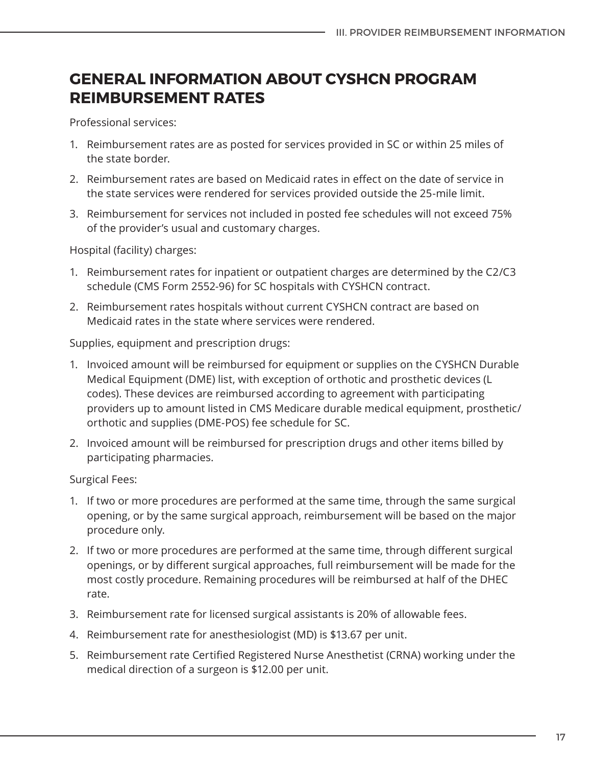## GENERAL INFORMATION ABOUT CYSHCN PROGRAM REIMBURSEMENT RATES

Professional services:

1. Reimbursement rates are as posted for services provided in SC or within 25 miles of the state border.
2. Reimbursement rates are based on Medicaid rates in effect on the date of service in the state services were rendered for services provided outside the 25-mile limit.
3. Reimbursement for services not included in posted fee schedules will not exceed 75% of the provider's usual and customary charges.

Hospital (facility) charges:

1. Reimbursement rates for inpatient or outpatient charges are determined by the C2/C3 schedule (CMS Form 2552-96) for SC hospitals with CYSHCN contract.
2. Reimbursement rates hospitals without current CYSHCN contract are based on Medicaid rates in the state where services were rendered.

Supplies, equipment and prescription drugs:

1. Invoiced amount will be reimbursed for equipment or supplies on the CYSHCN Durable Medical Equipment (DME) list, with exception of orthotic and prosthetic devices (L codes). These devices are reimbursed according to agreement with participating providers up to amount listed in CMS Medicare durable medical equipment, prosthetic/orthotic and supplies (DME-POS) fee schedule for SC.
2. Invoiced amount will be reimbursed for prescription drugs and other items billed by participating pharmacies.

Surgical Fees:

1. If two or more procedures are performed at the same time, through the same surgical opening, or by the same surgical approach, reimbursement will be based on the major procedure only.
2. If two or more procedures are performed at the same time, through different surgical openings, or by different surgical approaches, full reimbursement will be made for the most costly procedure. Remaining procedures will be reimbursed at half of the DHEC rate.
3. Reimbursement rate for licensed surgical assistants is 20% of allowable fees.
4. Reimbursement rate for anesthesiologist (MD) is $13.67 per unit.
5. Reimbursement rate Certified Registered Nurse Anesthetist (CRNA) working under the medical direction of a surgeon is $12.00 per unit.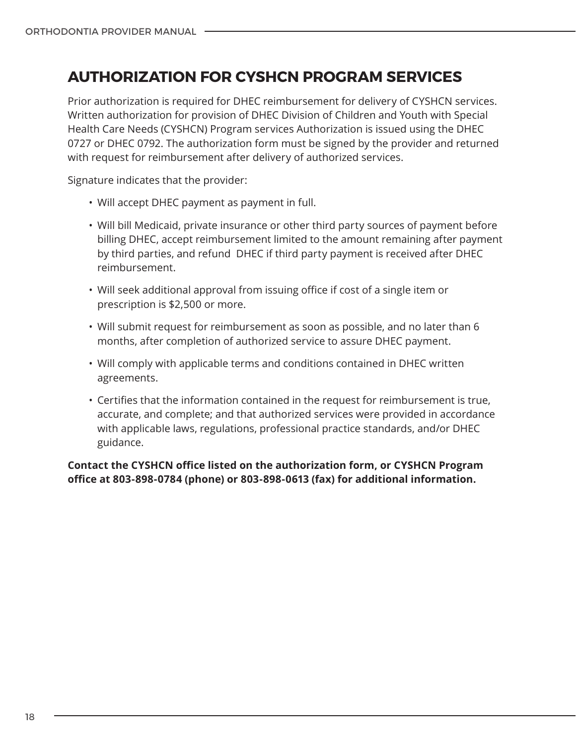## AUTHORIZATION FOR CYSHCN PROGRAM SERVICES

Prior authorization is required for DHEC reimbursement for delivery of CYSHCN services. Written authorization for provision of DHEC Division of Children and Youth with Special Health Care Needs (CYSHCN) Program services Authorization is issued using the DHEC 0727 or DHEC 0792. The authorization form must be signed by the provider and returned with request for reimbursement after delivery of authorized services.

Signature indicates that the provider:

- Will accept DHEC payment as payment in full.
- Will bill Medicaid, private insurance or other third party sources of payment before billing DHEC, accept reimbursement limited to the amount remaining after payment by third parties, and refund DHEC if third party payment is received after DHEC reimbursement.
- Will seek additional approval from issuing office if cost of a single item or prescription is $2,500 or more.
- Will submit request for reimbursement as soon as possible, and no later than 6 months, after completion of authorized service to assure DHEC payment.
- Will comply with applicable terms and conditions contained in DHEC written agreements.
- Certifies that the information contained in the request for reimbursement is true, accurate, and complete; and that authorized services were provided in accordance with applicable laws, regulations, professional practice standards, and/or DHEC guidance.

**Contact the CYSHCN office listed on the authorization form, or CYSHCN Program office at 803-898-0784 (phone) or 803-898-0613 (fax) for additional information.**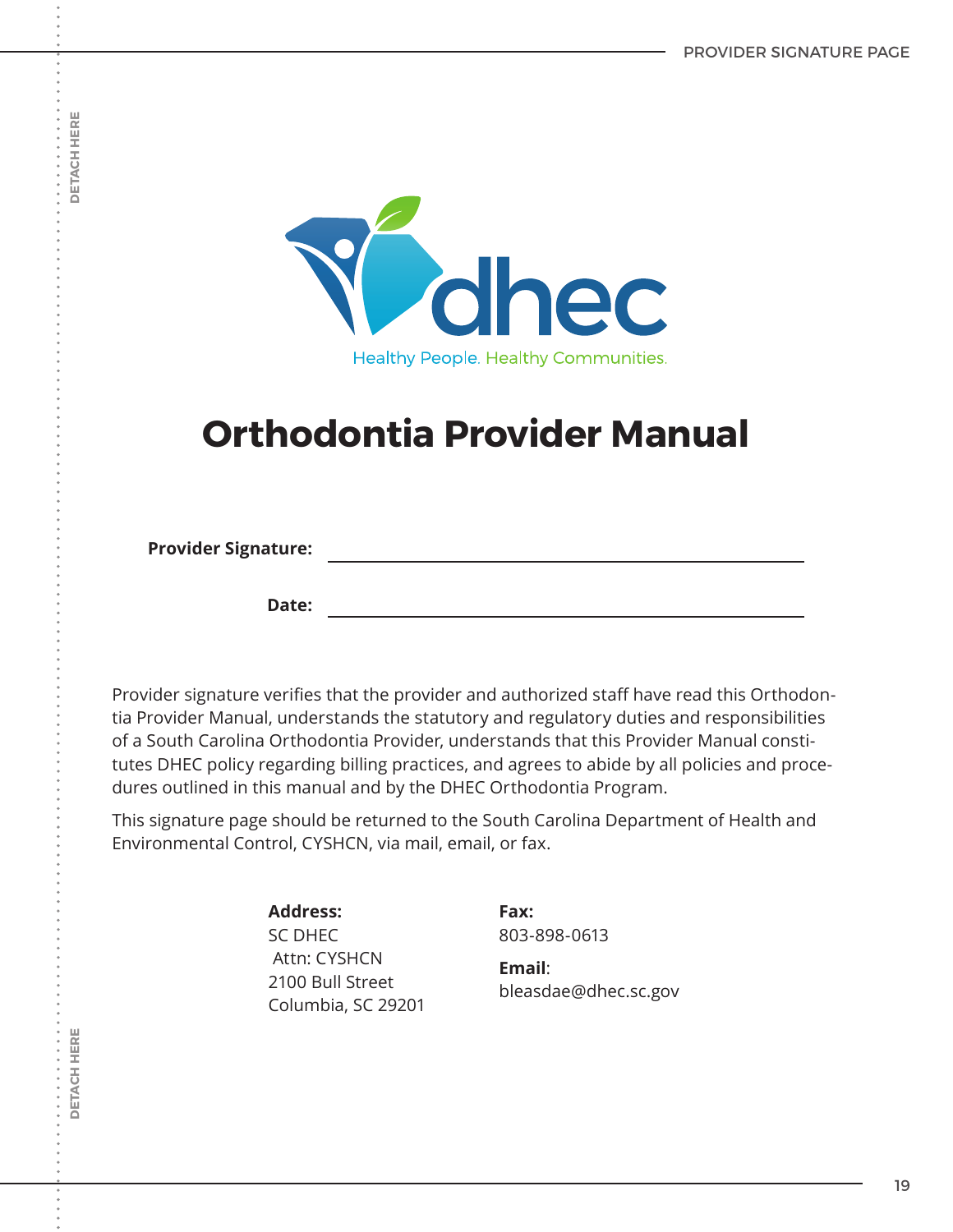# Orthodontia Provider Manual

**Provider Signature:** ______________________________

**Date:** ______________________________

Provider signature verifies that the provider and authorized staff have read this Orthodontia Provider Manual, understands the statutory and regulatory duties and responsibilities of a South Carolina Orthodontia Provider, understands that this Provider Manual constitutes DHEC policy regarding billing practices, and agrees to abide by all policies and procedures outlined in this manual and by the DHEC Orthodontia Program.

This signature page should be returned to the South Carolina Department of Health and Environmental Control, CYSHCN, via mail, email, or fax.

**Address:**
SC DHEC
Attn: CYSHCN
2100 Bull Street
Columbia, SC 29201

**Fax:**
803-898-0613

**Email**:
bleasdae@dhec.sc.gov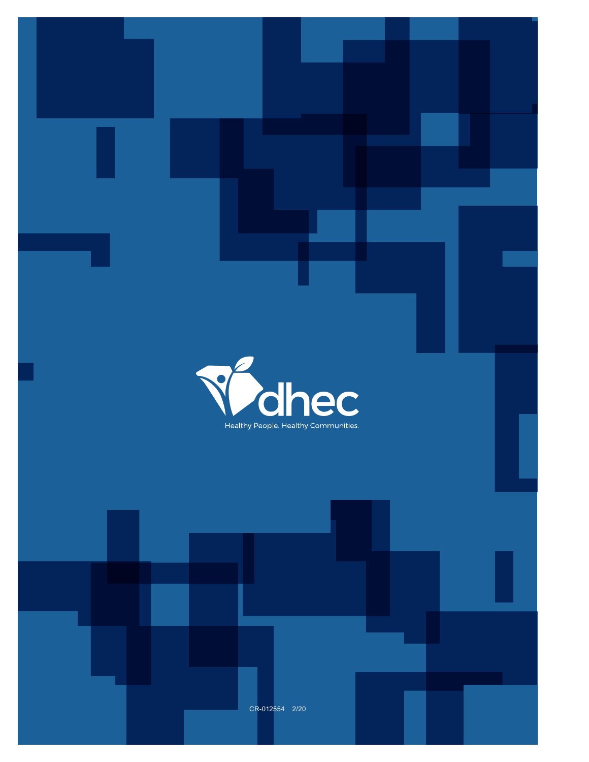dhec

Healthy People. Healthy Communities.

CR-012554 2/20